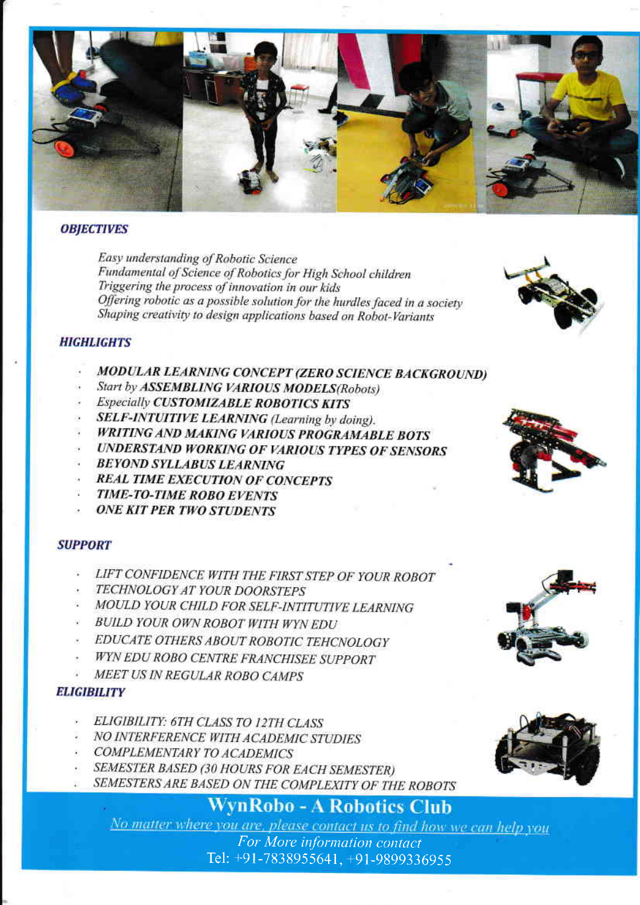### *OBJECTIVES*

*Easy understanding of Robotic Science*
*Fundamental of Science of Robotics for High School children*
*Triggering the process of innovation in our kids*
*Offering robotic as a possible solution for the hurdles faced in a society*
*Shaping creativity to design applications based on Robot-Variants*

### *HIGHLIGHTS*

- ***MODULAR LEARNING CONCEPT (ZERO SCIENCE BACKGROUND)***
- *Start by **ASSEMBLING VARIOUS MODELS**(Robots)*
- *Especially **CUSTOMIZABLE ROBOTICS KITS***
- ***SELF-INTUITIVE LEARNING** (Learning by doing).*
- ***WRITING AND MAKING VARIOUS PROGRAMABLE BOTS***
- ***UNDERSTAND WORKING OF VARIOUS TYPES OF SENSORS***
- ***BEYOND SYLLABUS LEARNING***
- ***REAL TIME EXECUTION OF CONCEPTS***
- ***TIME-TO-TIME ROBO EVENTS***
- ***ONE KIT PER TWO STUDENTS***

### *SUPPORT*

- *LIFT CONFIDENCE WITH THE FIRST STEP OF YOUR ROBOT*
- *TECHNOLOGY AT YOUR DOORSTEPS*
- *MOULD YOUR CHILD FOR SELF-INTITUTIVE LEARNING*
- *BUILD YOUR OWN ROBOT WITH WYN EDU*
- *EDUCATE OTHERS ABOUT ROBOTIC TEHCNOLOGY*
- *WYN EDU ROBO CENTRE FRANCHISEE SUPPORT*
- *MEET US IN REGULAR ROBO CAMPS*

### *ELIGIBILITY*

- *ELIGIBILITY: 6TH CLASS TO 12TH CLASS*
- *NO INTERFERENCE WITH ACADEMIC STUDIES*
- *COMPLEMENTARY TO ACADEMICS*
- *SEMESTER BASED (30 HOURS FOR EACH SEMESTER)*
- *SEMESTERS ARE BASED ON THE COMPLEXITY OF THE ROBOTS*

## WynRobo - A Robotics Club

*No matter where you are, please contact us to find how we can help you*

*For More information contact*

Tel: +91-7838955641, +91-9899336955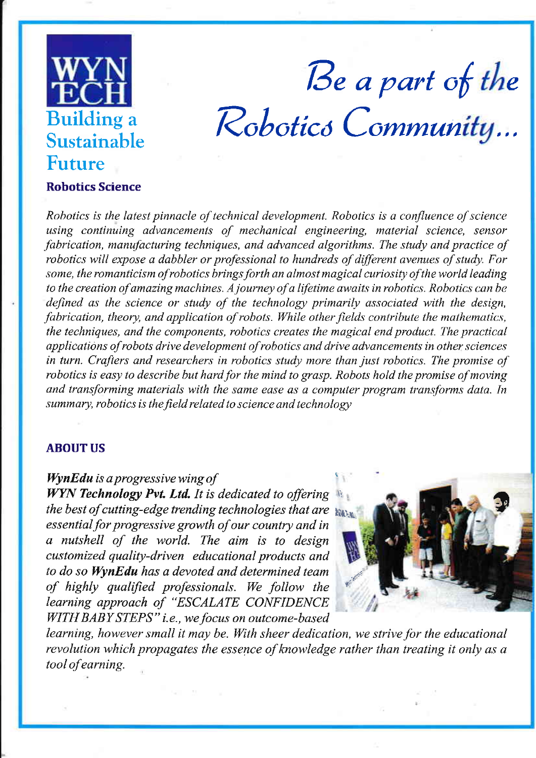WYN TECH

**Building a Sustainable Future**

# Be a part of the Robotics Community...

## Robotics Science

*Robotics is the latest pinnacle of technical development. Robotics is a confluence of science using continuing advancements of mechanical engineering, material science, sensor fabrication, manufacturing techniques, and advanced algorithms. The study and practice of robotics will expose a dabbler or professional to hundreds of different avenues of study. For some, the romanticism of robotics brings forth an almost magical curiosity of the world leading to the creation of amazing machines. A journey of a lifetime awaits in robotics. Robotics can be defined as the science or study of the technology primarily associated with the design, fabrication, theory, and application of robots. While other fields contribute the mathematics, the techniques, and the components, robotics creates the magical end product. The practical applications of robots drive development of robotics and drive advancements in other sciences in turn. Crafters and researchers in robotics study more than just robotics. The promise of robotics is easy to describe but hard for the mind to grasp. Robots hold the promise of moving and transforming materials with the same ease as a computer program transforms data. In summary, robotics is the field related to science and technology*

## ABOUT US

***WynEdu** is a progressive wing of **WYN Technology Pvt. Ltd.** It is dedicated to offering the best of cutting-edge trending technologies that are essential for progressive growth of our country and in a nutshell of the world. The aim is to design customized quality-driven educational products and to do so **WynEdu** has a devoted and determined team of highly qualified professionals. We follow the learning approach of "ESCALATE CONFIDENCE WITH BABY STEPS" i.e., we focus on outcome-based learning, however small it may be. With sheer dedication, we strive for the educational revolution which propagates the essence of knowledge rather than treating it only as a tool of earning.*